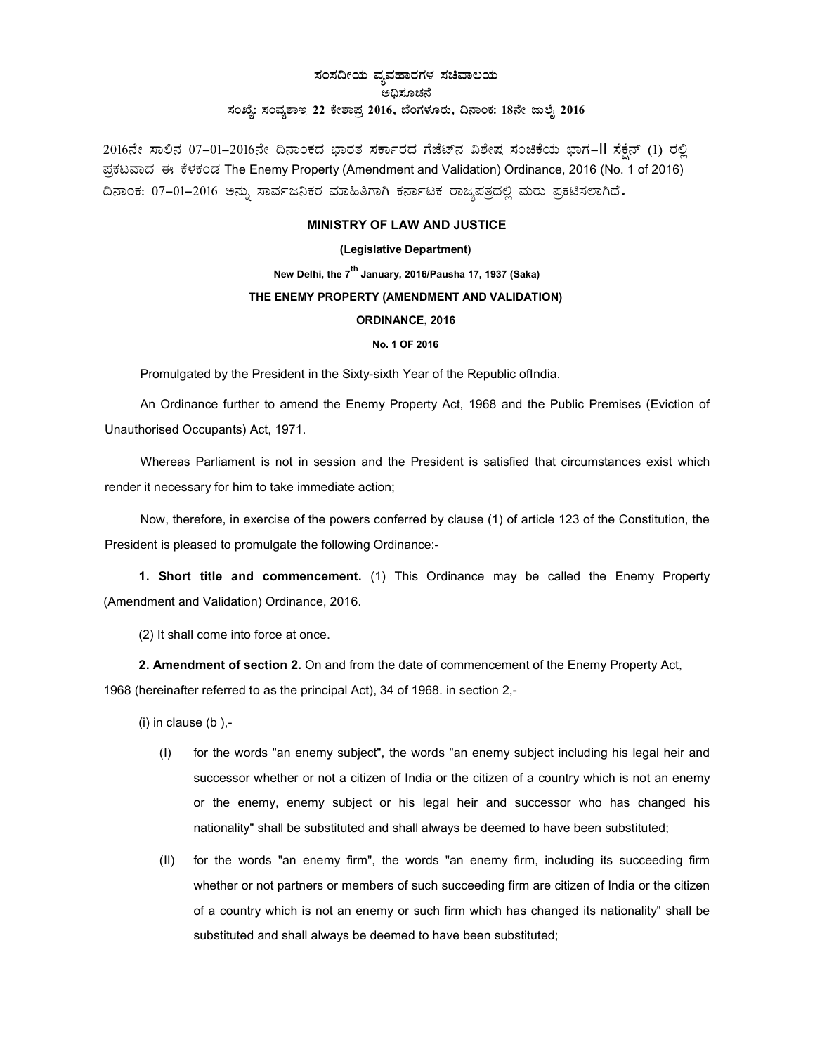**ಸಂಸದೀಯ ವ್ಯವಹಾರಗಳ ಸಚಿವಾಲಯ**

**ಅಧಿಸೂಚನೆ**

**ಸಂಖ್ಯೆ: ಸಂವ್ಯಶಾಇ 22 ಕೇಶಾಪ್ರ 2016, ಬೆಂಗಳೂರು, ದಿನಾಂಕ: 18ನೇ ಜುಲೈ 2016**

2016ನೇ ಸಾಲಿನ 07–01–2016ನೇ ದಿನಾಂಕದ ಭಾರತ ಸರ್ಕಾರದ ಗೆಜೆಟ್‌ನ ವಿಶೇಷ ಸಂಚಿಕೆಯ ಭಾಗ–II ಸೆಕ್ಷೆನ್ (1) ರಲ್ಲಿ ಪ್ರಕಟವಾದ ಈ ಕೆಳಕಂಡ The Enemy Property (Amendment and Validation) Ordinance, 2016 (No. 1 of 2016) ದಿನಾಂಕ: 07–01–2016 ಅನ್ನು ಸಾರ್ವಜನಿಕರ ಮಾಹಿತಿಗಾಗಿ ಕರ್ನಾಟಕ ರಾಜ್ಯಪತ್ರದಲ್ಲಿ ಮರು ಪ್ರಕಟಿಸಲಾಗಿದೆ.

**MINISTRY OF LAW AND JUSTICE**

**(Legislative Department)**

**New Delhi, the 7th January, 2016/Pausha 17, 1937 (Saka)**

**THE ENEMY PROPERTY (AMENDMENT AND VALIDATION)**

**ORDINANCE, 2016**

**No. 1 OF 2016**

Promulgated by the President in the Sixty-sixth Year of the Republic ofIndia.

An Ordinance further to amend the Enemy Property Act, 1968 and the Public Premises (Eviction of Unauthorised Occupants) Act, 1971.

Whereas Parliament is not in session and the President is satisfied that circumstances exist which render it necessary for him to take immediate action;

Now, therefore, in exercise of the powers conferred by clause (1) of article 123 of the Constitution, the President is pleased to promulgate the following Ordinance:-

**1. Short title and commencement.** (1) This Ordinance may be called the Enemy Property (Amendment and Validation) Ordinance, 2016.

(2) It shall come into force at once.

**2. Amendment of section 2.** On and from the date of commencement of the Enemy Property Act, 1968 (hereinafter referred to as the principal Act), 34 of 1968. in section 2,-

(i) in clause (b ),-

(I) for the words "an enemy subject", the words "an enemy subject including his legal heir and successor whether or not a citizen of India or the citizen of a country which is not an enemy or the enemy, enemy subject or his legal heir and successor who has changed his nationality" shall be substituted and shall always be deemed to have been substituted;

(II) for the words "an enemy firm", the words "an enemy firm, including its succeeding firm whether or not partners or members of such succeeding firm are citizen of India or the citizen of a country which is not an enemy or such firm which has changed its nationality" shall be substituted and shall always be deemed to have been substituted;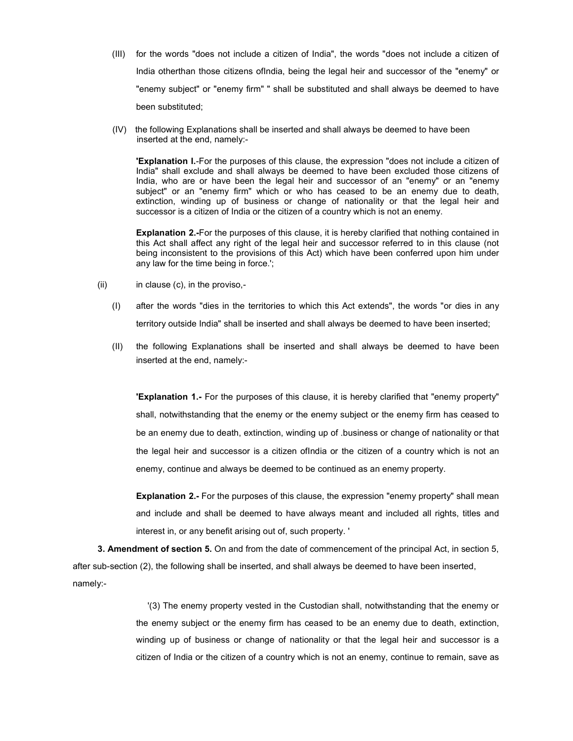(III) for the words "does not include a citizen of India", the words "does not include a citizen of India otherthan those citizens ofIndia, being the legal heir and successor of the "enemy" or "enemy subject" or "enemy firm" " shall be substituted and shall always be deemed to have been substituted;

(IV) the following Explanations shall be inserted and shall always be deemed to have been inserted at the end, namely:-

**'Explanation I.**-For the purposes of this clause, the expression "does not include a citizen of India" shall exclude and shall always be deemed to have been excluded those citizens of India, who are or have been the legal heir and successor of an "enemy" or an "enemy subject" or an "enemy firm" which or who has ceased to be an enemy due to death, extinction, winding up of business or change of nationality or that the legal heir and successor is a citizen of India or the citizen of a country which is not an enemy.

**Explanation 2.-**For the purposes of this clause, it is hereby clarified that nothing contained in this Act shall affect any right of the legal heir and successor referred to in this clause (not being inconsistent to the provisions of this Act) which have been conferred upon him under any law for the time being in force.';

(ii) in clause (c), in the proviso,-

(I) after the words "dies in the territories to which this Act extends", the words "or dies in any territory outside India" shall be inserted and shall always be deemed to have been inserted;

(II) the following Explanations shall be inserted and shall always be deemed to have been inserted at the end, namely:-

**'Explanation 1.-** For the purposes of this clause, it is hereby clarified that "enemy property" shall, notwithstanding that the enemy or the enemy subject or the enemy firm has ceased to be an enemy due to death, extinction, winding up of .business or change of nationality or that the legal heir and successor is a citizen ofIndia or the citizen of a country which is not an enemy, continue and always be deemed to be continued as an enemy property.

**Explanation 2.-** For the purposes of this clause, the expression "enemy property" shall mean and include and shall be deemed to have always meant and included all rights, titles and interest in, or any benefit arising out of, such property. '

**3. Amendment of section 5.** On and from the date of commencement of the principal Act, in section 5, after sub-section (2), the following shall be inserted, and shall always be deemed to have been inserted, namely:-

'(3) The enemy property vested in the Custodian shall, notwithstanding that the enemy or the enemy subject or the enemy firm has ceased to be an enemy due to death, extinction, winding up of business or change of nationality or that the legal heir and successor is a citizen of India or the citizen of a country which is not an enemy, continue to remain, save as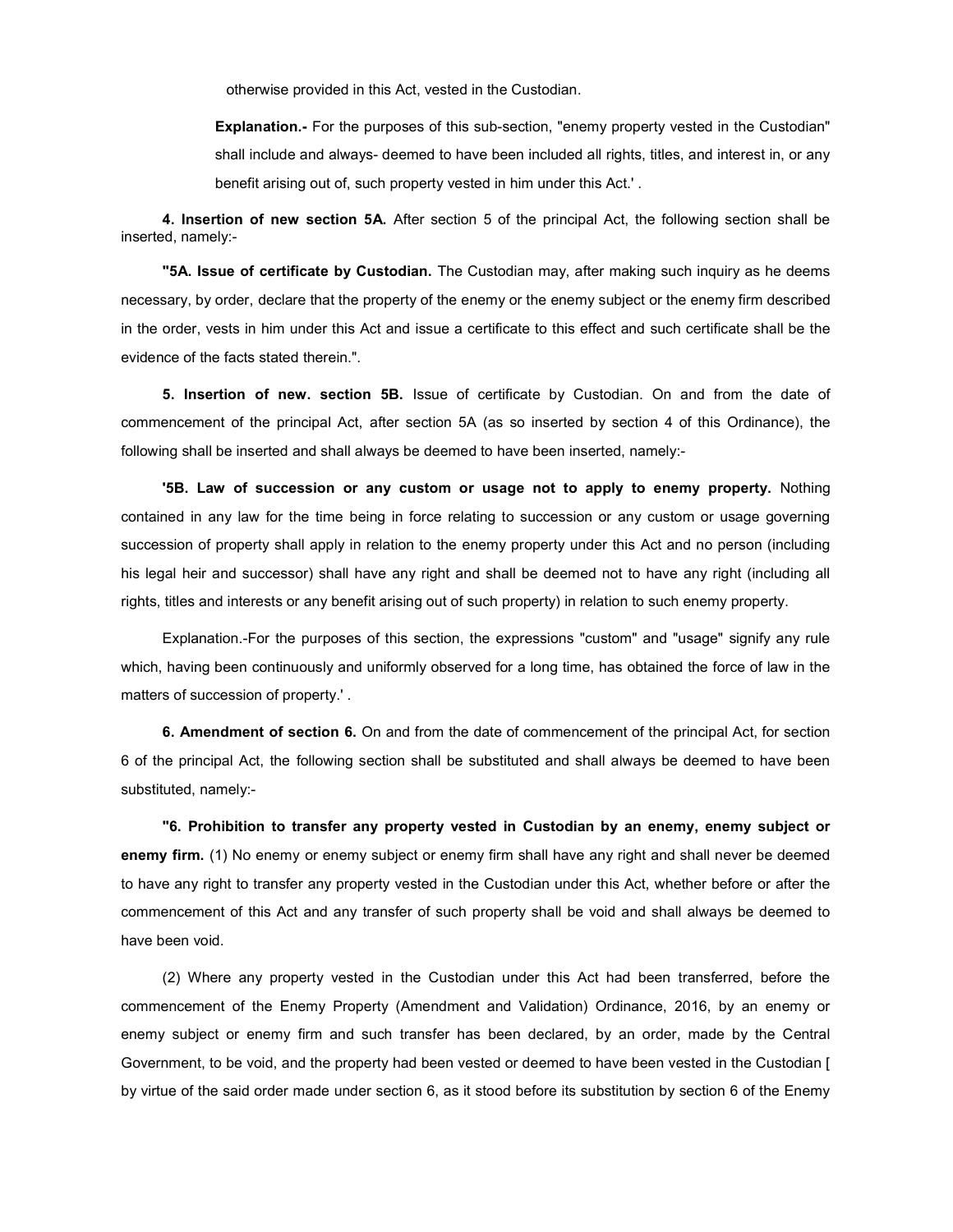otherwise provided in this Act, vested in the Custodian.

**Explanation.-** For the purposes of this sub-section, "enemy property vested in the Custodian" shall include and always- deemed to have been included all rights, titles, and interest in, or any benefit arising out of, such property vested in him under this Act.' .

**4. Insertion of new section 5A.** After section 5 of the principal Act, the following section shall be inserted, namely:-

**"5A. Issue of certificate by Custodian.** The Custodian may, after making such inquiry as he deems necessary, by order, declare that the property of the enemy or the enemy subject or the enemy firm described in the order, vests in him under this Act and issue a certificate to this effect and such certificate shall be the evidence of the facts stated therein.".

**5. Insertion of new. section 5B.** Issue of certificate by Custodian. On and from the date of commencement of the principal Act, after section 5A (as so inserted by section 4 of this Ordinance), the following shall be inserted and shall always be deemed to have been inserted, namely:-

**'5B. Law of succession or any custom or usage not to apply to enemy property.** Nothing contained in any law for the time being in force relating to succession or any custom or usage governing succession of property shall apply in relation to the enemy property under this Act and no person (including his legal heir and successor) shall have any right and shall be deemed not to have any right (including all rights, titles and interests or any benefit arising out of such property) in relation to such enemy property.

Explanation.-For the purposes of this section, the expressions "custom" and "usage" signify any rule which, having been continuously and uniformly observed for a long time, has obtained the force of law in the matters of succession of property.' .

**6. Amendment of section 6.** On and from the date of commencement of the principal Act, for section 6 of the principal Act, the following section shall be substituted and shall always be deemed to have been substituted, namely:-

**"6. Prohibition to transfer any property vested in Custodian by an enemy, enemy subject or enemy firm.** (1) No enemy or enemy subject or enemy firm shall have any right and shall never be deemed to have any right to transfer any property vested in the Custodian under this Act, whether before or after the commencement of this Act and any transfer of such property shall be void and shall always be deemed to have been void.

(2) Where any property vested in the Custodian under this Act had been transferred, before the commencement of the Enemy Property (Amendment and Validation) Ordinance, 2016, by an enemy or enemy subject or enemy firm and such transfer has been declared, by an order, made by the Central Government, to be void, and the property had been vested or deemed to have been vested in the Custodian [ by virtue of the said order made under section 6, as it stood before its substitution by section 6 of the Enemy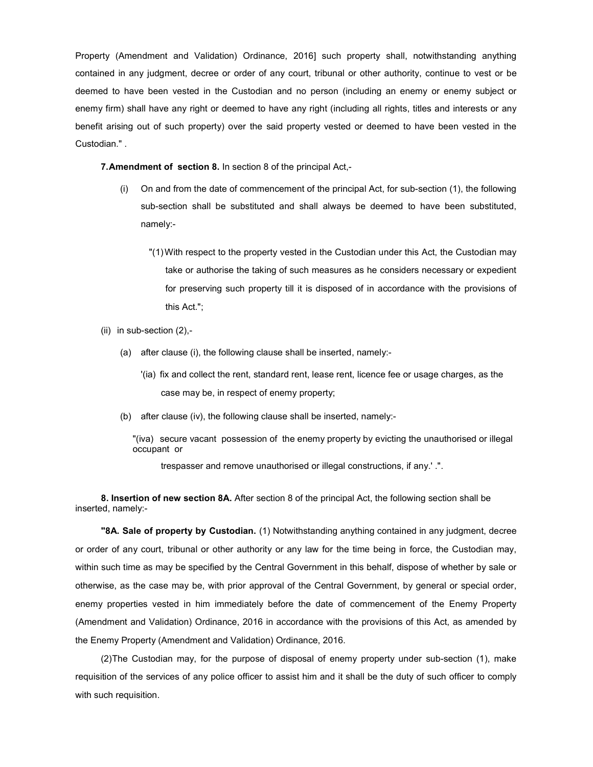Property (Amendment and Validation) Ordinance, 2016] such property shall, notwithstanding anything contained in any judgment, decree or order of any court, tribunal or other authority, continue to vest or be deemed to have been vested in the Custodian and no person (including an enemy or enemy subject or enemy firm) shall have any right or deemed to have any right (including all rights, titles and interests or any benefit arising out of such property) over the said property vested or deemed to have been vested in the Custodian." .

**7. Amendment of section 8.** In section 8 of the principal Act,-

(i) On and from the date of commencement of the principal Act, for sub-section (1), the following sub-section shall be substituted and shall always be deemed to have been substituted, namely:-

"(1) With respect to the property vested in the Custodian under this Act, the Custodian may take or authorise the taking of such measures as he considers necessary or expedient for preserving such property till it is disposed of in accordance with the provisions of this Act.";

(ii) in sub-section (2),-

(a) after clause (i), the following clause shall be inserted, namely:-

'(ia) fix and collect the rent, standard rent, lease rent, licence fee or usage charges, as the case may be, in respect of enemy property;

(b) after clause (iv), the following clause shall be inserted, namely:-

"(iva) secure vacant possession of the enemy property by evicting the unauthorised or illegal occupant or

trespasser and remove unauthorised or illegal constructions, if any.' .".

**8. Insertion of new section 8A.** After section 8 of the principal Act, the following section shall be inserted, namely:-

**"8A. Sale of property by Custodian.** (1) Notwithstanding anything contained in any judgment, decree or order of any court, tribunal or other authority or any law for the time being in force, the Custodian may, within such time as may be specified by the Central Government in this behalf, dispose of whether by sale or otherwise, as the case may be, with prior approval of the Central Government, by general or special order, enemy properties vested in him immediately before the date of commencement of the Enemy Property (Amendment and Validation) Ordinance, 2016 in accordance with the provisions of this Act, as amended by the Enemy Property (Amendment and Validation) Ordinance, 2016.

(2) The Custodian may, for the purpose of disposal of enemy property under sub-section (1), make requisition of the services of any police officer to assist him and it shall be the duty of such officer to comply with such requisition.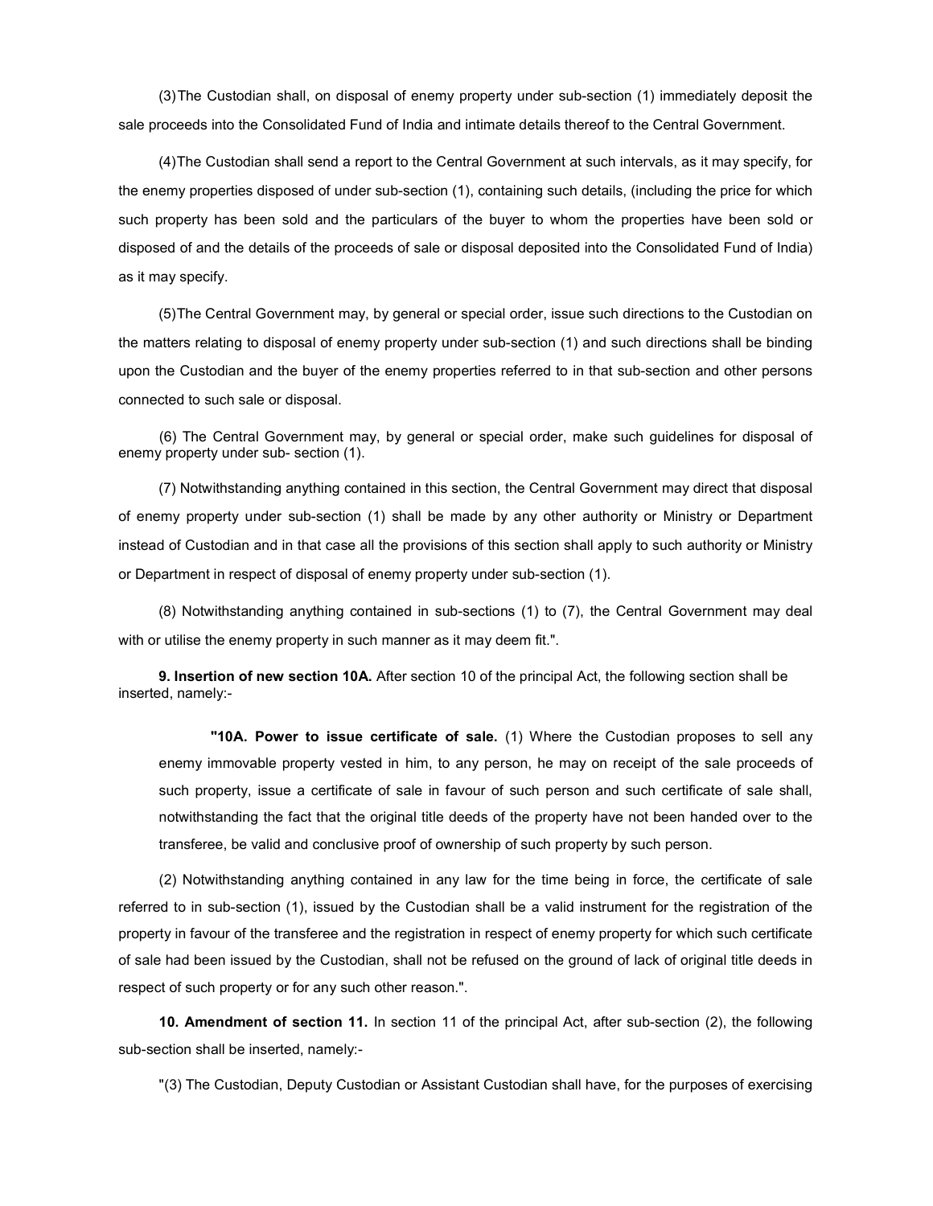(3) The Custodian shall, on disposal of enemy property under sub-section (1) immediately deposit the sale proceeds into the Consolidated Fund of India and intimate details thereof to the Central Government.

(4) The Custodian shall send a report to the Central Government at such intervals, as it may specify, for the enemy properties disposed of under sub-section (1), containing such details, (including the price for which such property has been sold and the particulars of the buyer to whom the properties have been sold or disposed of and the details of the proceeds of sale or disposal deposited into the Consolidated Fund of India) as it may specify.

(5) The Central Government may, by general or special order, issue such directions to the Custodian on the matters relating to disposal of enemy property under sub-section (1) and such directions shall be binding upon the Custodian and the buyer of the enemy properties referred to in that sub-section and other persons connected to such sale or disposal.

(6) The Central Government may, by general or special order, make such guidelines for disposal of enemy property under sub- section (1).

(7) Notwithstanding anything contained in this section, the Central Government may direct that disposal of enemy property under sub-section (1) shall be made by any other authority or Ministry or Department instead of Custodian and in that case all the provisions of this section shall apply to such authority or Ministry or Department in respect of disposal of enemy property under sub-section (1).

(8) Notwithstanding anything contained in sub-sections (1) to (7), the Central Government may deal with or utilise the enemy property in such manner as it may deem fit.".

**9. Insertion of new section 10A.** After section 10 of the principal Act, the following section shall be inserted, namely:-

> **"10A. Power to issue certificate of sale.** (1) Where the Custodian proposes to sell any enemy immovable property vested in him, to any person, he may on receipt of the sale proceeds of such property, issue a certificate of sale in favour of such person and such certificate of sale shall, notwithstanding the fact that the original title deeds of the property have not been handed over to the transferee, be valid and conclusive proof of ownership of such property by such person.

(2) Notwithstanding anything contained in any law for the time being in force, the certificate of sale referred to in sub-section (1), issued by the Custodian shall be a valid instrument for the registration of the property in favour of the transferee and the registration in respect of enemy property for which such certificate of sale had been issued by the Custodian, shall not be refused on the ground of lack of original title deeds in respect of such property or for any such other reason.".

**10. Amendment of section 11.** In section 11 of the principal Act, after sub-section (2), the following sub-section shall be inserted, namely:-

"(3) The Custodian, Deputy Custodian or Assistant Custodian shall have, for the purposes of exercising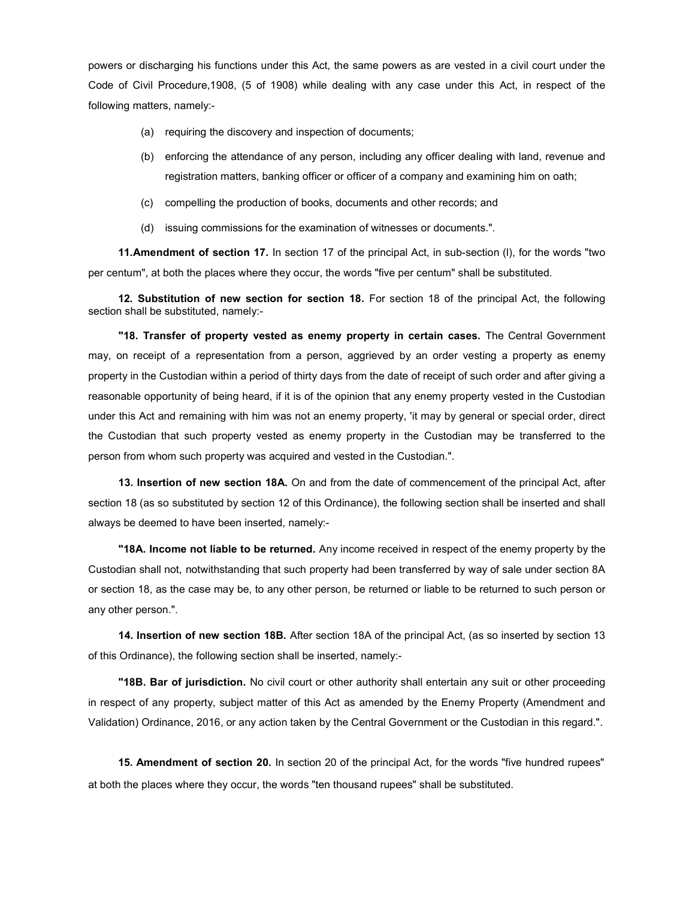powers or discharging his functions under this Act, the same powers as are vested in a civil court under the Code of Civil Procedure,1908, (5 of 1908) while dealing with any case under this Act, in respect of the following matters, namely:-

(a) requiring the discovery and inspection of documents;

(b) enforcing the attendance of any person, including any officer dealing with land, revenue and registration matters, banking officer or officer of a company and examining him on oath;

(c) compelling the production of books, documents and other records; and

(d) issuing commissions for the examination of witnesses or documents.".

**11.Amendment of section 17.** In section 17 of the principal Act, in sub-section (l), for the words "two per centum", at both the places where they occur, the words "five per centum" shall be substituted.

**12. Substitution of new section for section 18.** For section 18 of the principal Act, the following section shall be substituted, namely:-

**"18. Transfer of property vested as enemy property in certain cases.** The Central Government may, on receipt of a representation from a person, aggrieved by an order vesting a property as enemy property in the Custodian within a period of thirty days from the date of receipt of such order and after giving a reasonable opportunity of being heard, if it is of the opinion that any enemy property vested in the Custodian under this Act and remaining with him was not an enemy property, 'it may by general or special order, direct the Custodian that such property vested as enemy property in the Custodian may be transferred to the person from whom such property was acquired and vested in the Custodian.".

**13. Insertion of new section 18A.** On and from the date of commencement of the principal Act, after section 18 (as so substituted by section 12 of this Ordinance), the following section shall be inserted and shall always be deemed to have been inserted, namely:-

**"18A. Income not liable to be returned.** Any income received in respect of the enemy property by the Custodian shall not, notwithstanding that such property had been transferred by way of sale under section 8A or section 18, as the case may be, to any other person, be returned or liable to be returned to such person or any other person.".

**14. Insertion of new section 18B.** After section 18A of the principal Act, (as so inserted by section 13 of this Ordinance), the following section shall be inserted, namely:-

**"18B. Bar of jurisdiction.** No civil court or other authority shall entertain any suit or other proceeding in respect of any property, subject matter of this Act as amended by the Enemy Property (Amendment and Validation) Ordinance, 2016, or any action taken by the Central Government or the Custodian in this regard.".

**15. Amendment of section 20.** In section 20 of the principal Act, for the words "five hundred rupees" at both the places where they occur, the words "ten thousand rupees" shall be substituted.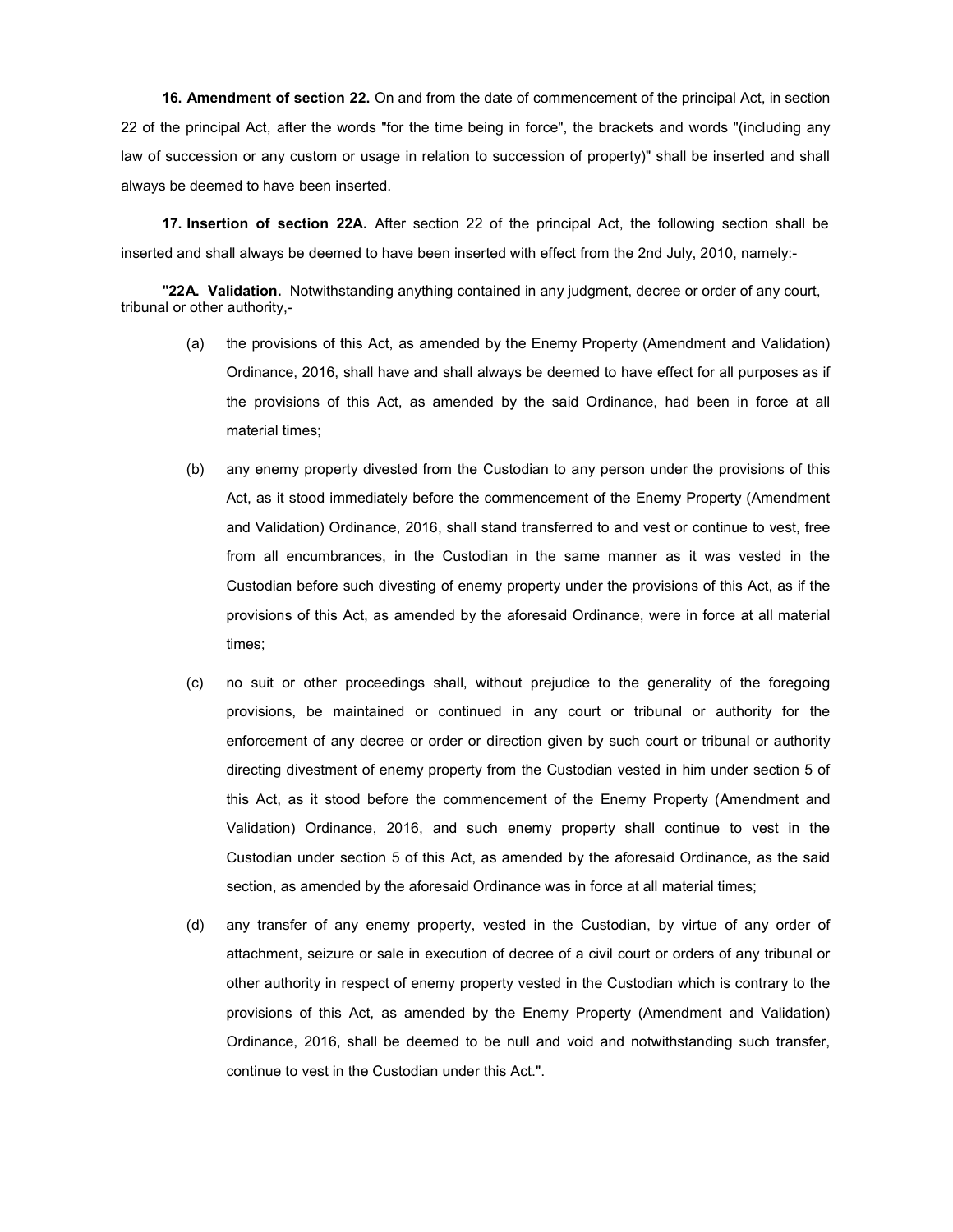**16. Amendment of section 22.** On and from the date of commencement of the principal Act, in section 22 of the principal Act, after the words "for the time being in force", the brackets and words "(including any law of succession or any custom or usage in relation to succession of property)" shall be inserted and shall always be deemed to have been inserted.

**17. Insertion of section 22A.** After section 22 of the principal Act, the following section shall be inserted and shall always be deemed to have been inserted with effect from the 2nd July, 2010, namely:-

**"22A. Validation.** Notwithstanding anything contained in any judgment, decree or order of any court, tribunal or other authority,-

(a) the provisions of this Act, as amended by the Enemy Property (Amendment and Validation) Ordinance, 2016, shall have and shall always be deemed to have effect for all purposes as if the provisions of this Act, as amended by the said Ordinance, had been in force at all material times;

(b) any enemy property divested from the Custodian to any person under the provisions of this Act, as it stood immediately before the commencement of the Enemy Property (Amendment and Validation) Ordinance, 2016, shall stand transferred to and vest or continue to vest, free from all encumbrances, in the Custodian in the same manner as it was vested in the Custodian before such divesting of enemy property under the provisions of this Act, as if the provisions of this Act, as amended by the aforesaid Ordinance, were in force at all material times;

(c) no suit or other proceedings shall, without prejudice to the generality of the foregoing provisions, be maintained or continued in any court or tribunal or authority for the enforcement of any decree or order or direction given by such court or tribunal or authority directing divestment of enemy property from the Custodian vested in him under section 5 of this Act, as it stood before the commencement of the Enemy Property (Amendment and Validation) Ordinance, 2016, and such enemy property shall continue to vest in the Custodian under section 5 of this Act, as amended by the aforesaid Ordinance, as the said section, as amended by the aforesaid Ordinance was in force at all material times;

(d) any transfer of any enemy property, vested in the Custodian, by virtue of any order of attachment, seizure or sale in execution of decree of a civil court or orders of any tribunal or other authority in respect of enemy property vested in the Custodian which is contrary to the provisions of this Act, as amended by the Enemy Property (Amendment and Validation) Ordinance, 2016, shall be deemed to be null and void and notwithstanding such transfer, continue to vest in the Custodian under this Act.".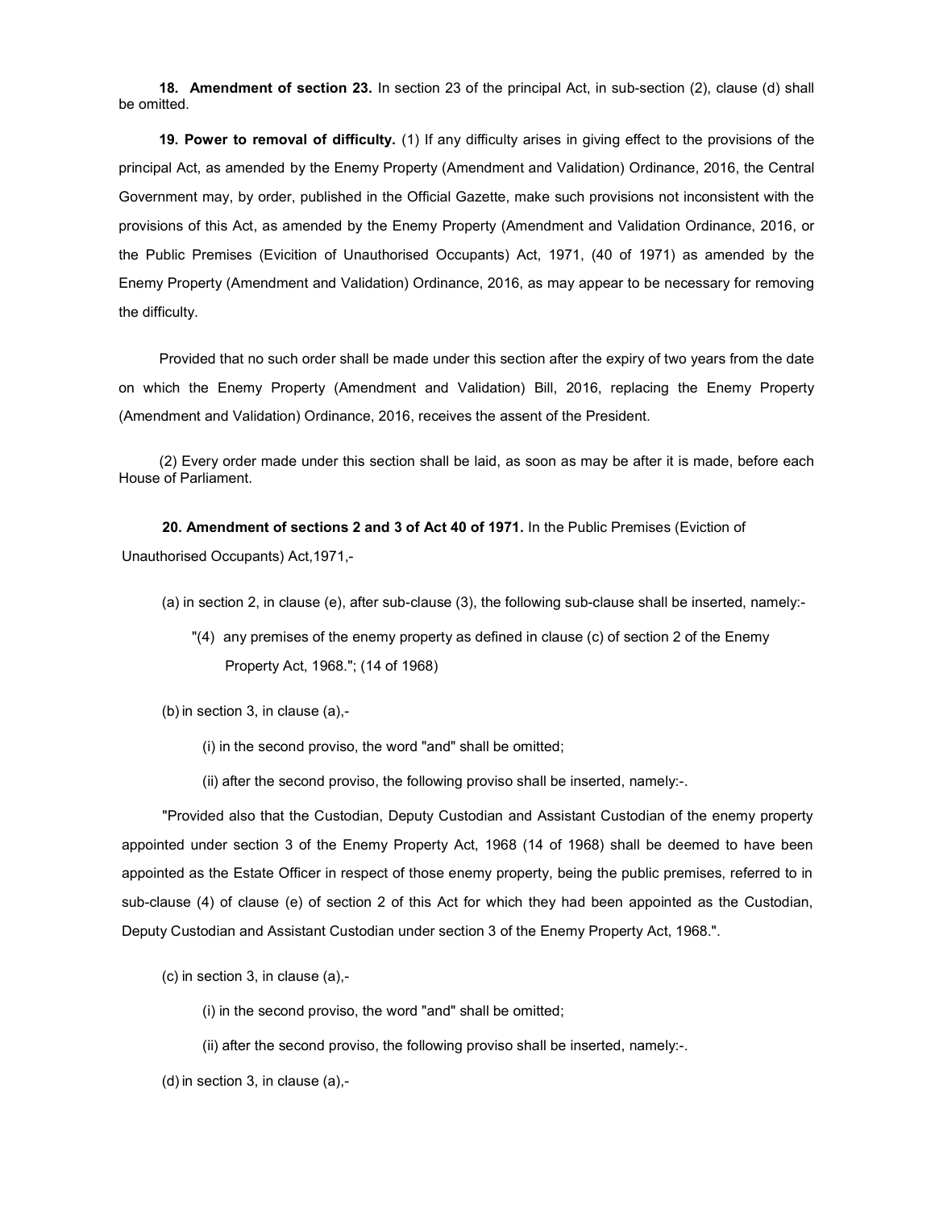**18. Amendment of section 23.** In section 23 of the principal Act, in sub-section (2), clause (d) shall be omitted.

**19. Power to removal of difficulty.** (1) If any difficulty arises in giving effect to the provisions of the principal Act, as amended by the Enemy Property (Amendment and Validation) Ordinance, 2016, the Central Government may, by order, published in the Official Gazette, make such provisions not inconsistent with the provisions of this Act, as amended by the Enemy Property (Amendment and Validation Ordinance, 2016, or the Public Premises (Evicition of Unauthorised Occupants) Act, 1971, (40 of 1971) as amended by the Enemy Property (Amendment and Validation) Ordinance, 2016, as may appear to be necessary for removing the difficulty.

Provided that no such order shall be made under this section after the expiry of two years from the date on which the Enemy Property (Amendment and Validation) Bill, 2016, replacing the Enemy Property (Amendment and Validation) Ordinance, 2016, receives the assent of the President.

(2) Every order made under this section shall be laid, as soon as may be after it is made, before each House of Parliament.

**20. Amendment of sections 2 and 3 of Act 40 of 1971.** In the Public Premises (Eviction of Unauthorised Occupants) Act,1971,-

(a) in section 2, in clause (e), after sub-clause (3), the following sub-clause shall be inserted, namely:-

"(4) any premises of the enemy property as defined in clause (c) of section 2 of the Enemy Property Act, 1968."; (14 of 1968)

(b) in section 3, in clause (a),-

(i) in the second proviso, the word "and" shall be omitted;

(ii) after the second proviso, the following proviso shall be inserted, namely:-.

"Provided also that the Custodian, Deputy Custodian and Assistant Custodian of the enemy property appointed under section 3 of the Enemy Property Act, 1968 (14 of 1968) shall be deemed to have been appointed as the Estate Officer in respect of those enemy property, being the public premises, referred to in sub-clause (4) of clause (e) of section 2 of this Act for which they had been appointed as the Custodian, Deputy Custodian and Assistant Custodian under section 3 of the Enemy Property Act, 1968.".

(c) in section 3, in clause (a),-

(i) in the second proviso, the word "and" shall be omitted;

(ii) after the second proviso, the following proviso shall be inserted, namely:-.

(d) in section 3, in clause (a),-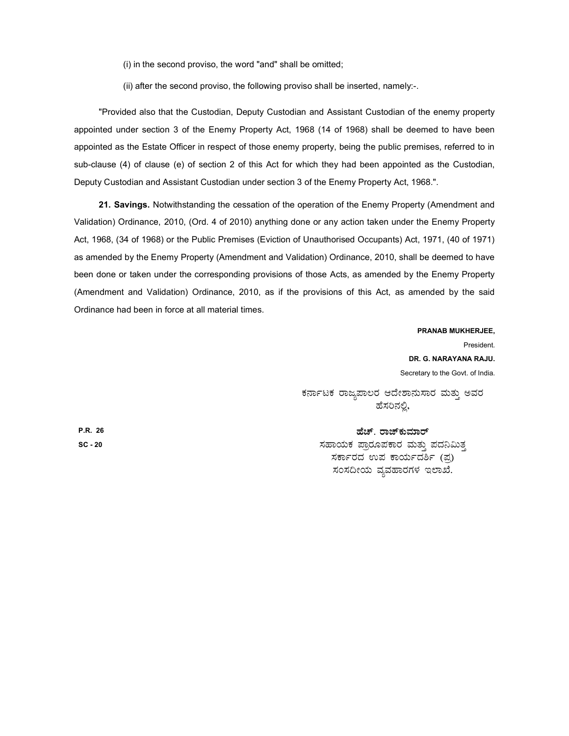(i) in the second proviso, the word "and" shall be omitted;

(ii) after the second proviso, the following proviso shall be inserted, namely:-.

"Provided also that the Custodian, Deputy Custodian and Assistant Custodian of the enemy property appointed under section 3 of the Enemy Property Act, 1968 (14 of 1968) shall be deemed to have been appointed as the Estate Officer in respect of those enemy property, being the public premises, referred to in sub-clause (4) of clause (e) of section 2 of this Act for which they had been appointed as the Custodian, Deputy Custodian and Assistant Custodian under section 3 of the Enemy Property Act, 1968.".

**21. Savings.** Notwithstanding the cessation of the operation of the Enemy Property (Amendment and Validation) Ordinance, 2010, (Ord. 4 of 2010) anything done or any action taken under the Enemy Property Act, 1968, (34 of 1968) or the Public Premises (Eviction of Unauthorised Occupants) Act, 1971, (40 of 1971) as amended by the Enemy Property (Amendment and Validation) Ordinance, 2010, shall be deemed to have been done or taken under the corresponding provisions of those Acts, as amended by the Enemy Property (Amendment and Validation) Ordinance, 2010, as if the provisions of this Act, as amended by the said Ordinance had been in force at all material times.

**PRANAB MUKHERJEE,**
President.

**DR. G. NARAYANA RAJU.**
Secretary to the Govt. of India.

ಕರ್ನಾಟಕ ರಾಜ್ಯಪಾಲರ ಆದೇಶಾನುಸಾರ ಮತ್ತು ಅವರ ಹೆಸರಿನಲ್ಲಿ,

**ಹೆಚ್. ರಾಜ್‌ಕುಮಾರ್**
ಸಹಾಯಕ ಪ್ರಾರೂಪಕಾರ ಮತ್ತು ಪದನಿಮಿತ್ತ
ಸರ್ಕಾರದ ಉಪ ಕಾರ್ಯದರ್ಶಿ (ಪ್ರ)
ಸಂಸದೀಯ ವ್ಯವಹಾರಗಳ ಇಲಾಖೆ.

**P.R. 26**
**SC - 20**